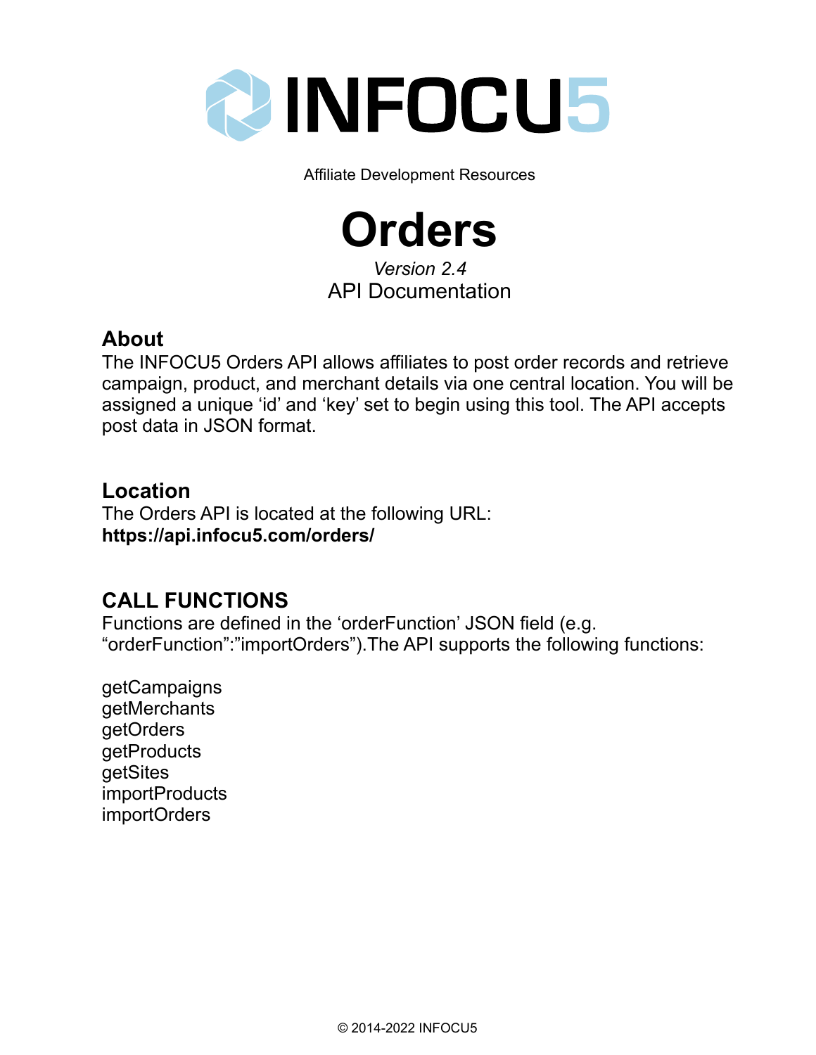# INFOCU5

Affiliate Development Resources

# Orders

*Version 2.4*

API Documentation

## About

The INFOCU5 Orders API allows affiliates to post order records and retrieve campaign, product, and merchant details via one central location. You will be assigned a unique ‘id’ and ‘key’ set to begin using this tool. The API accepts post data in JSON format.

## Location

The Orders API is located at the following URL:
**https://api.infocu5.com/orders/**

## CALL FUNCTIONS

Functions are defined in the ‘orderFunction’ JSON field (e.g. “orderFunction”:”importOrders”).The API supports the following functions:

getCampaigns
getMerchants
getOrders
getProducts
getSites
importProducts
importOrders

© 2014-2022 INFOCU5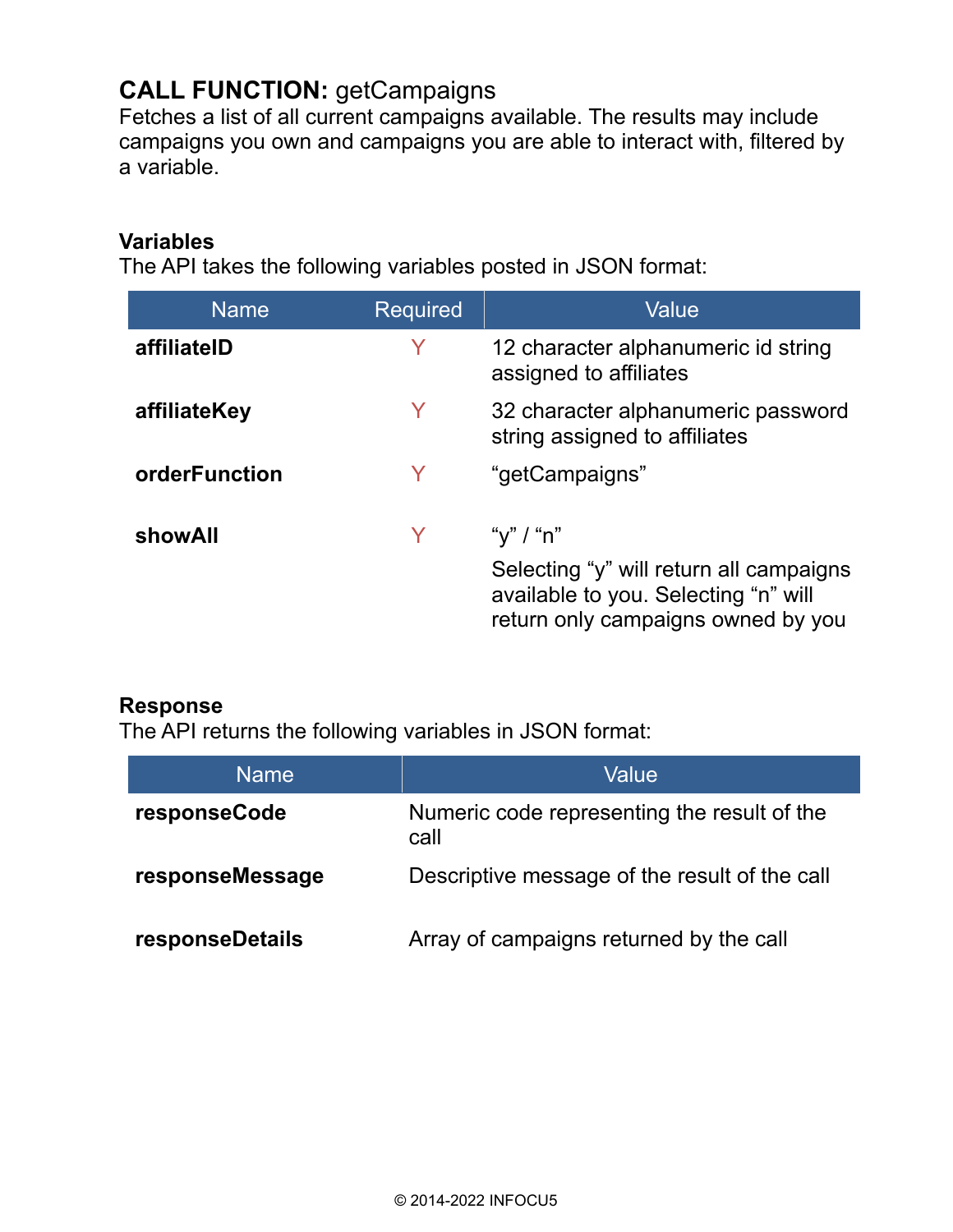## **CALL FUNCTION:** getCampaigns

Fetches a list of all current campaigns available. The results may include campaigns you own and campaigns you are able to interact with, filtered by a variable.

### Variables

The API takes the following variables posted in JSON format:

| Name | Required | Value |
|---|---|---|
| **affiliateID** | Y | 12 character alphanumeric id string assigned to affiliates |
| **affiliateKey** | Y | 32 character alphanumeric password string assigned to affiliates |
| **orderFunction** | Y | “getCampaigns” |
| **showAll** | Y | “y” / “n”<br><br>Selecting “y” will return all campaigns available to you. Selecting “n” will return only campaigns owned by you |

### Response

The API returns the following variables in JSON format:

| Name | Value |
|---|---|
| **responseCode** | Numeric code representing the result of the call |
| **responseMessage** | Descriptive message of the result of the call |
| **responseDetails** | Array of campaigns returned by the call |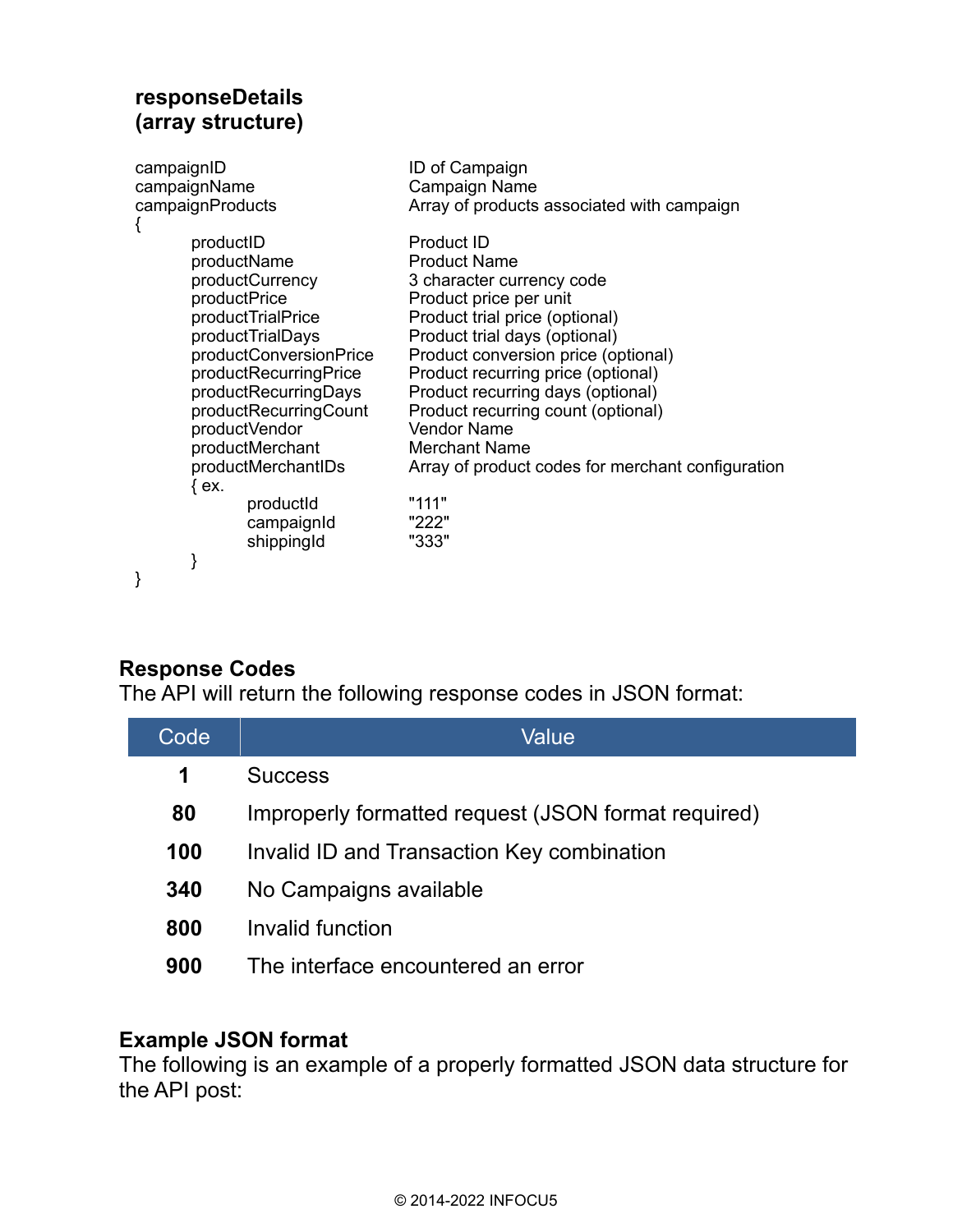### responseDetails (array structure)

```
campaignID                          ID of Campaign
campaignName                        Campaign Name
campaignProducts                    Array of products associated with campaign
{
        productID                   Product ID
        productName                 Product Name
        productCurrency             3 character currency code
        productPrice                Product price per unit
        productTrialPrice           Product trial price (optional)
        productTrialDays            Product trial days (optional)
        productConversionPrice      Product conversion price (optional)
        productRecurringPrice       Product recurring price (optional)
        productRecurringDays        Product recurring days (optional)
        productRecurringCount       Product recurring count (optional)
        productVendor               Vendor Name
        productMerchant             Merchant Name
        productMerchantIDs          Array of product codes for merchant configuration
        { ex.
                productId           "111"
                campaignId          "222"
                shippingId          "333"
        }
}
```

### Response Codes

The API will return the following response codes in JSON format:

| Code | Value |
|---|---|
| **1** | Success |
| **80** | Improperly formatted request (JSON format required) |
| **100** | Invalid ID and Transaction Key combination |
| **340** | No Campaigns available |
| **800** | Invalid function |
| **900** | The interface encountered an error |

### Example JSON format

The following is an example of a properly formatted JSON data structure for the API post: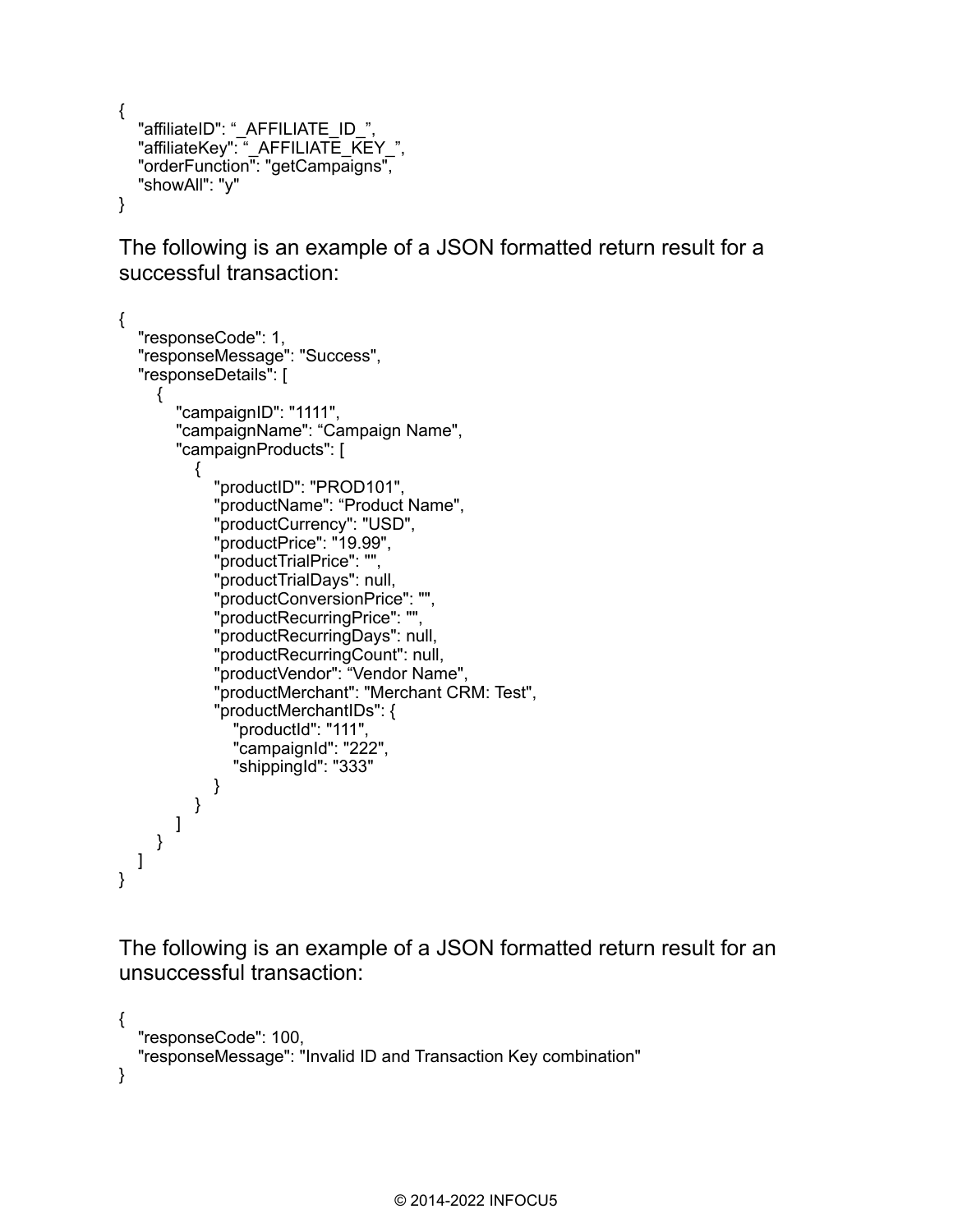```
{
   "affiliateID": "_AFFILIATE_ID_",
   "affiliateKey": "_AFFILIATE_KEY_",
   "orderFunction": "getCampaigns",
   "showAll": "y"
}
```

The following is an example of a JSON formatted return result for a successful transaction:

```
{
   "responseCode": 1,
   "responseMessage": "Success",
   "responseDetails": [
      {
         "campaignID": "1111",
         "campaignName": "Campaign Name",
         "campaignProducts": [
            {
               "productID": "PROD101",
               "productName": "Product Name",
               "productCurrency": "USD",
               "productPrice": "19.99",
               "productTrialPrice": "",
               "productTrialDays": null,
               "productConversionPrice": "",
               "productRecurringPrice": "",
               "productRecurringDays": null,
               "productRecurringCount": null,
               "productVendor": "Vendor Name",
               "productMerchant": "Merchant CRM: Test",
               "productMerchantIDs": {
                  "productId": "111",
                  "campaignId": "222",
                  "shippingId": "333"
               }
            }
         ]
      }
   ]
}
```

The following is an example of a JSON formatted return result for an unsuccessful transaction:

```
{
   "responseCode": 100,
   "responseMessage": "Invalid ID and Transaction Key combination"
}
```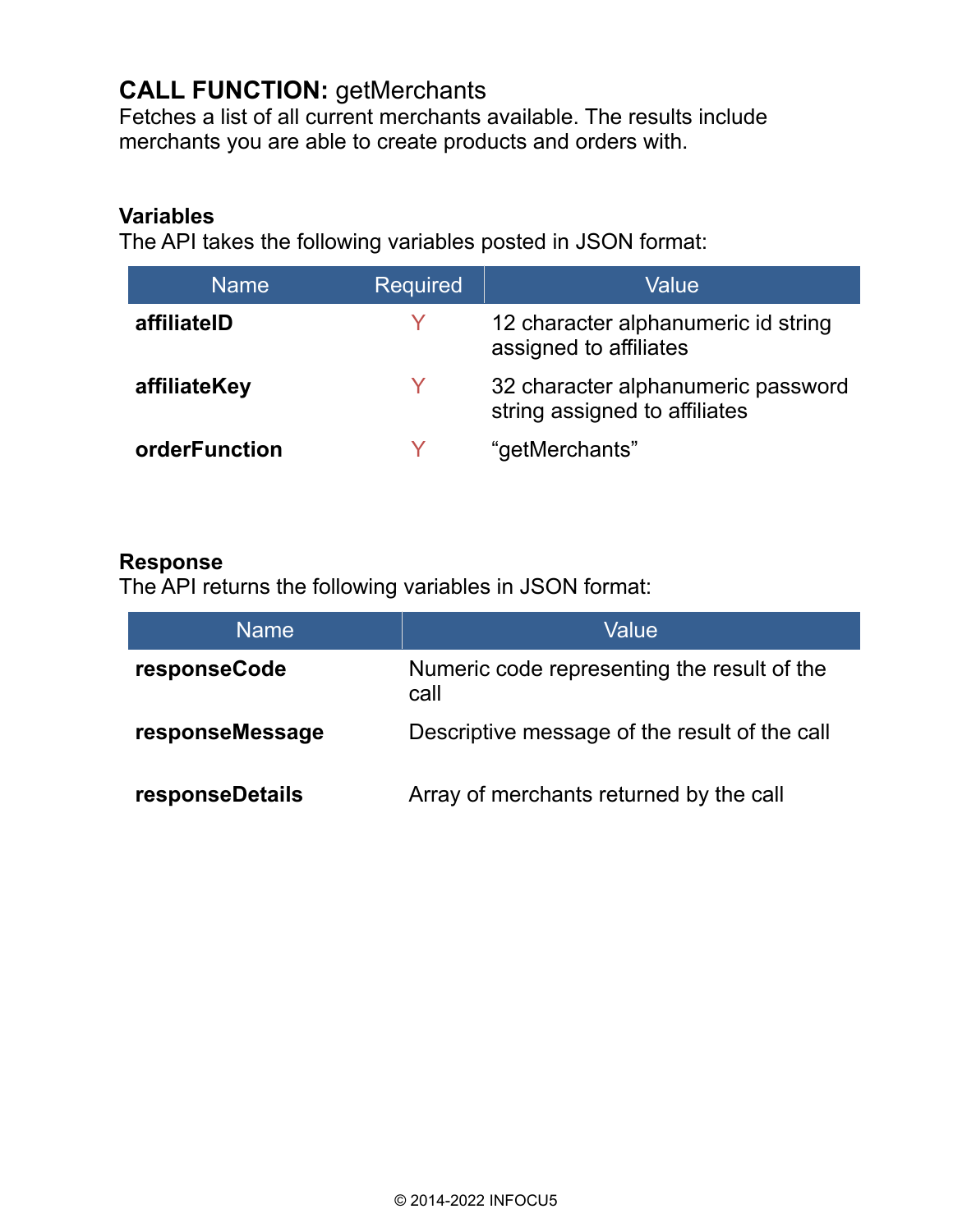## **CALL FUNCTION:** getMerchants

Fetches a list of all current merchants available. The results include merchants you are able to create products and orders with.

**Variables**

The API takes the following variables posted in JSON format:

| Name | Required | Value |
|---|---|---|
| **affiliateID** | Y | 12 character alphanumeric id string assigned to affiliates |
| **affiliateKey** | Y | 32 character alphanumeric password string assigned to affiliates |
| **orderFunction** | Y | “getMerchants” |

**Response**

The API returns the following variables in JSON format:

| Name | Value |
|---|---|
| **responseCode** | Numeric code representing the result of the call |
| **responseMessage** | Descriptive message of the result of the call |
| **responseDetails** | Array of merchants returned by the call |

© 2014-2022 INFOCU5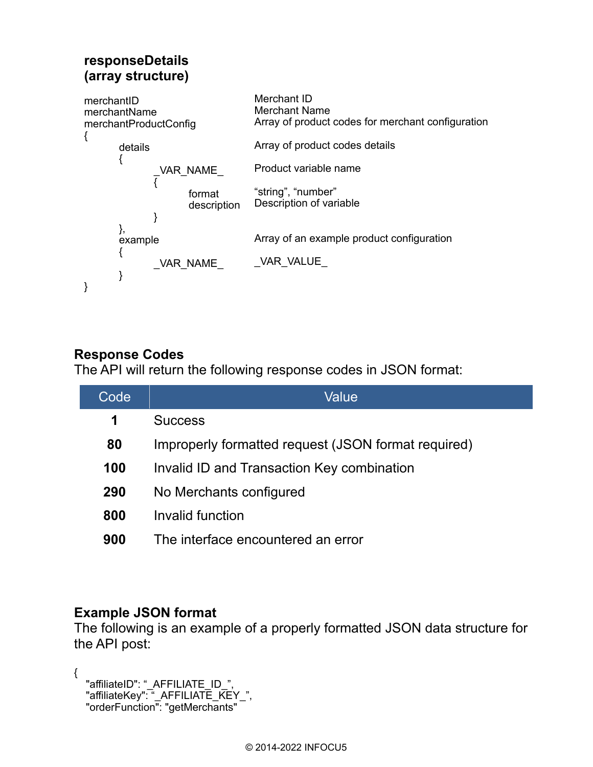**responseDetails**
**(array structure)**

```
merchantID                          Merchant ID
merchantName                        Merchant Name
merchantProductConfig               Array of product codes for merchant configuration
{
        details                     Array of product codes details
        {
                _VAR_NAME_          Product variable name
                {
                        format      "string", "number"
                        description Description of variable
                }
        },
        example                     Array of an example product configuration
        {
                _VAR_NAME_          _VAR_VALUE_
        }
}
```

## Response Codes

The API will return the following response codes in JSON format:

| Code | Value |
|---|---|
| **1** | Success |
| **80** | Improperly formatted request (JSON format required) |
| **100** | Invalid ID and Transaction Key combination |
| **290** | No Merchants configured |
| **800** | Invalid function |
| **900** | The interface encountered an error |

## Example JSON format

The following is an example of a properly formatted JSON data structure for the API post:

```
{
  "affiliateID": "_AFFILIATE_ID_",
  "affiliateKey": "_AFFILIATE_KEY_",
  "orderFunction": "getMerchants"
```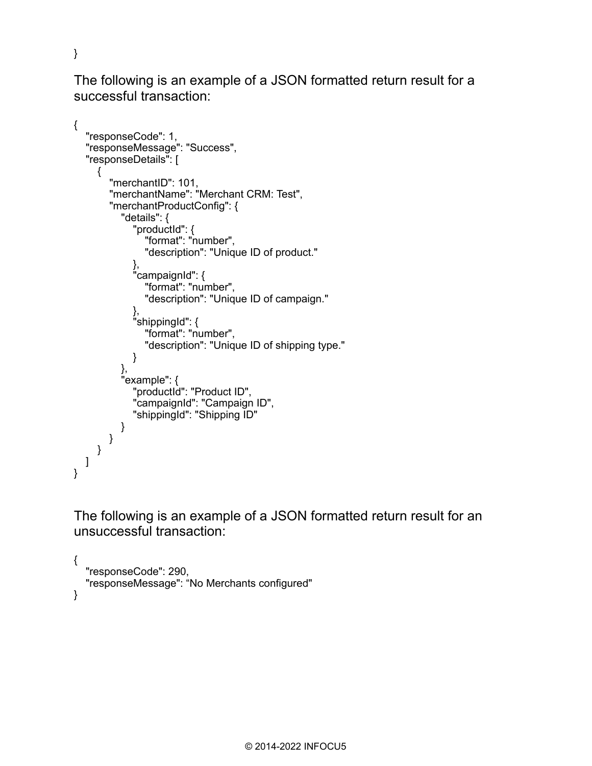```
}
```

The following is an example of a JSON formatted return result for a successful transaction:

```
{
   "responseCode": 1,
   "responseMessage": "Success",
   "responseDetails": [
      {
         "merchantID": 101,
         "merchantName": "Merchant CRM: Test",
         "merchantProductConfig": {
            "details": {
               "productId": {
                  "format": "number",
                  "description": "Unique ID of product."
               },
               "campaignId": {
                  "format": "number",
                  "description": "Unique ID of campaign."
               },
               "shippingId": {
                  "format": "number",
                  "description": "Unique ID of shipping type."
               }
            },
            "example": {
               "productId": "Product ID",
               "campaignId": "Campaign ID",
               "shippingId": "Shipping ID"
            }
         }
      }
   ]
}
```

The following is an example of a JSON formatted return result for an unsuccessful transaction:

```
{
   "responseCode": 290,
   "responseMessage": “No Merchants configured"
}
```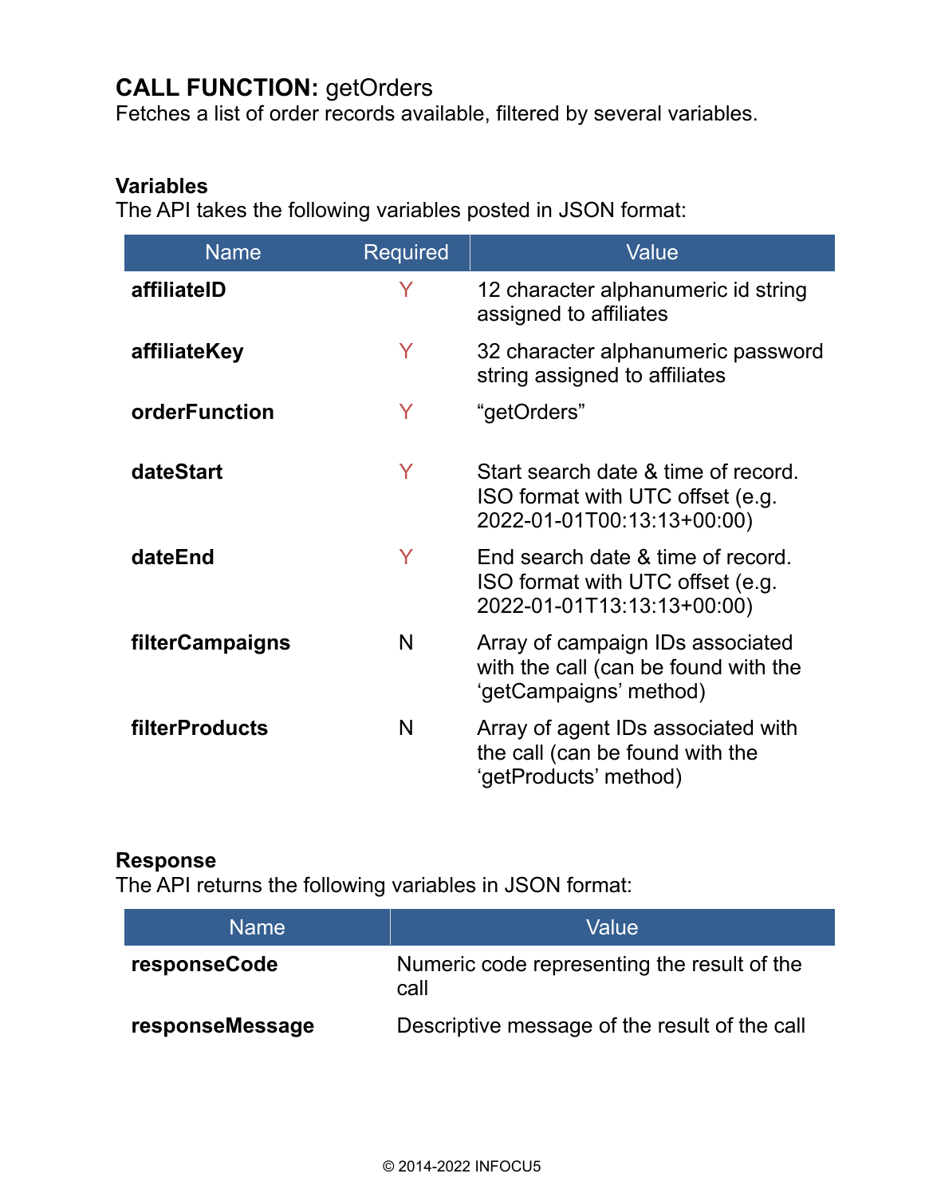## CALL FUNCTION: getOrders

Fetches a list of order records available, filtered by several variables.

### Variables

The API takes the following variables posted in JSON format:

| Name | Required | Value |
|---|---|---|
| **affiliateID** | Y | 12 character alphanumeric id string assigned to affiliates |
| **affiliateKey** | Y | 32 character alphanumeric password string assigned to affiliates |
| **orderFunction** | Y | “getOrders” |
| **dateStart** | Y | Start search date & time of record. ISO format with UTC offset (e.g. 2022-01-01T00:13:13+00:00) |
| **dateEnd** | Y | End search date & time of record. ISO format with UTC offset (e.g. 2022-01-01T13:13:13+00:00) |
| **filterCampaigns** | N | Array of campaign IDs associated with the call (can be found with the ‘getCampaigns’ method) |
| **filterProducts** | N | Array of agent IDs associated with the call (can be found with the ‘getProducts’ method) |

### Response

The API returns the following variables in JSON format:

| Name | Value |
|---|---|
| **responseCode** | Numeric code representing the result of the call |
| **responseMessage** | Descriptive message of the result of the call |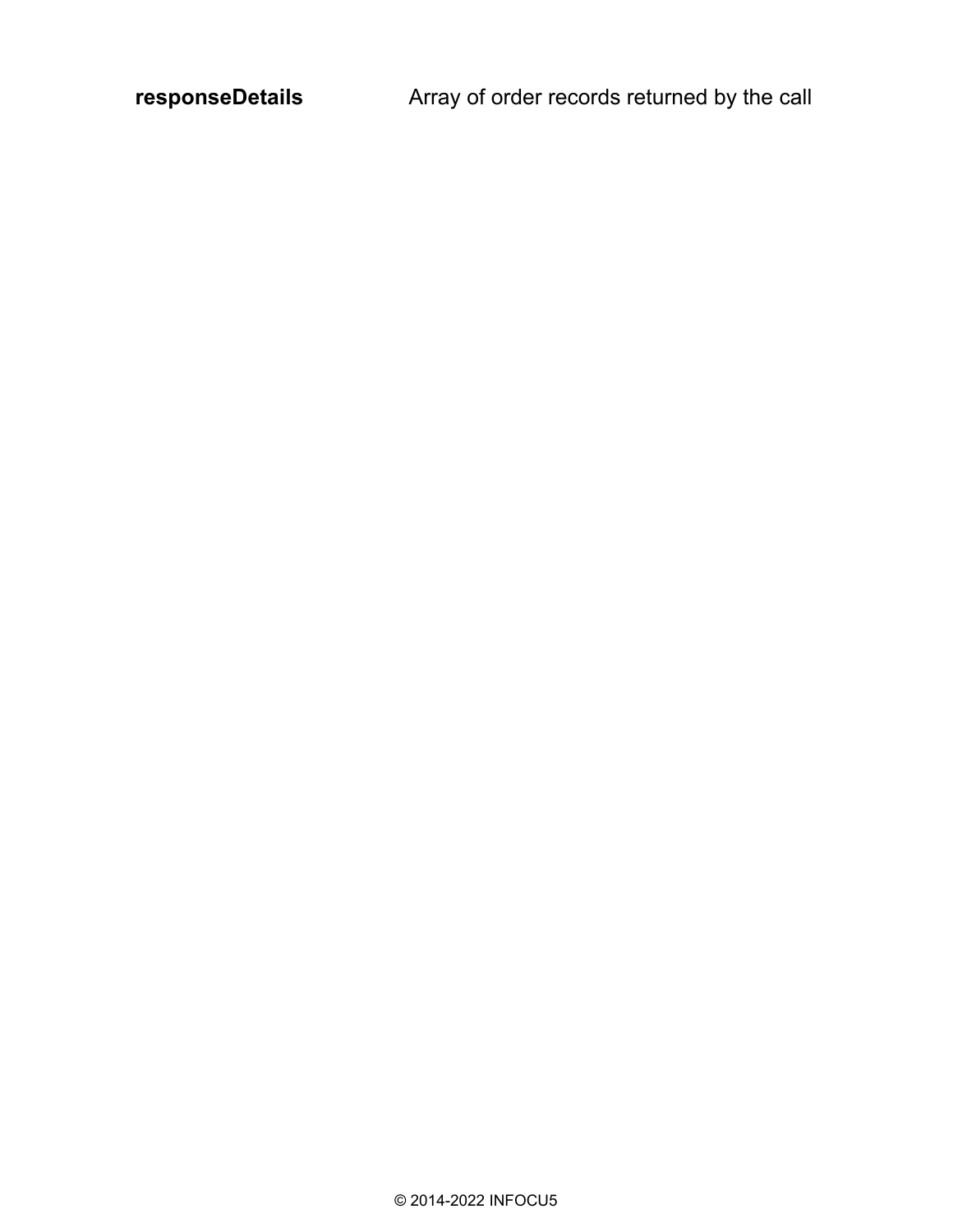| | |
|---|---|
| **responseDetails** | Array of order records returned by the call |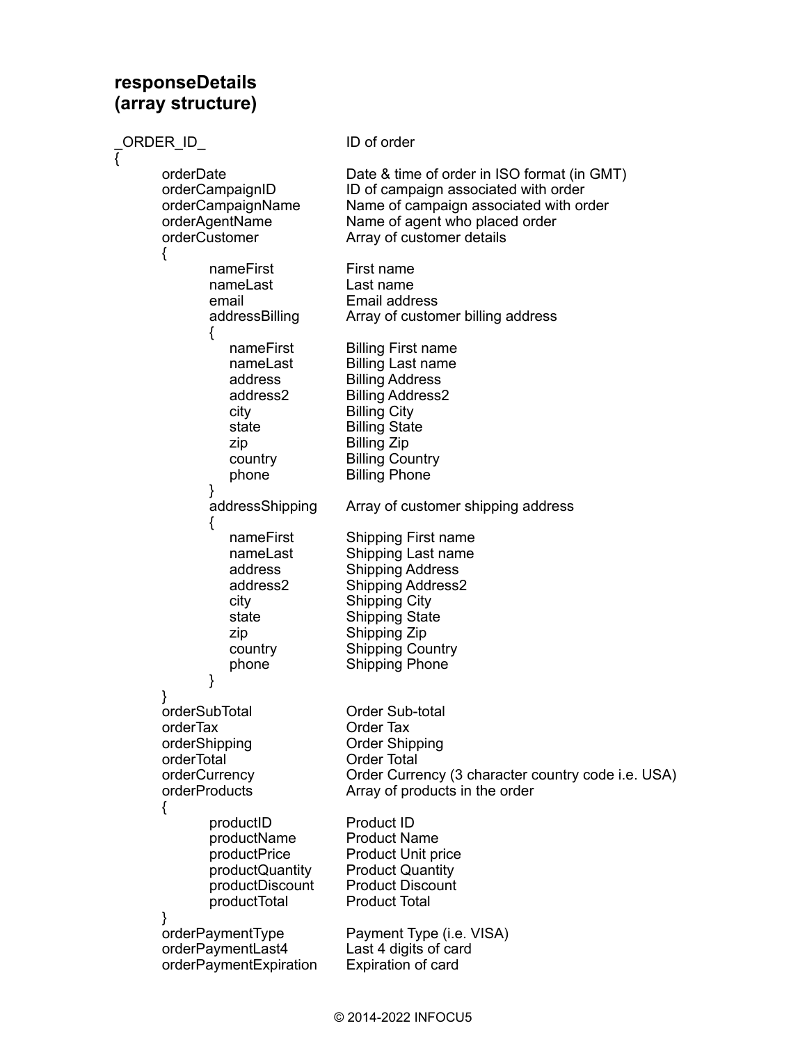## responseDetails
## (array structure)

```
_ORDER_ID_                  ID of order
{
        orderDate                   Date & time of order in ISO format (in GMT)
        orderCampaignID             ID of campaign associated with order
        orderCampaignName           Name of campaign associated with order
        orderAgentName              Name of agent who placed order
        orderCustomer               Array of customer details
        {
                nameFirst           First name
                nameLast            Last name
                email               Email address
                addressBilling      Array of customer billing address
                {
                    nameFirst       Billing First name
                    nameLast        Billing Last name
                    address         Billing Address
                    address2        Billing Address2
                    city            Billing City
                    state           Billing State
                    zip             Billing Zip
                    country         Billing Country
                    phone           Billing Phone
                }
                addressShipping     Array of customer shipping address
                {
                    nameFirst       Shipping First name
                    nameLast        Shipping Last name
                    address         Shipping Address
                    address2        Shipping Address2
                    city            Shipping City
                    state           Shipping State
                    zip             Shipping Zip
                    country         Shipping Country
                    phone           Shipping Phone
                }
        }
        orderSubTotal               Order Sub-total
        orderTax                    Order Tax
        orderShipping               Order Shipping
        orderTotal                  Order Total
        orderCurrency               Order Currency (3 character country code i.e. USA)
        orderProducts               Array of products in the order
        {
                productID           Product ID
                productName         Product Name
                productPrice        Product Unit price
                productQuantity     Product Quantity
                productDiscount     Product Discount
                productTotal        Product Total
        }
        orderPaymentType            Payment Type (i.e. VISA)
        orderPaymentLast4           Last 4 digits of card
        orderPaymentExpiration      Expiration of card
```

© 2014-2022 INFOCU5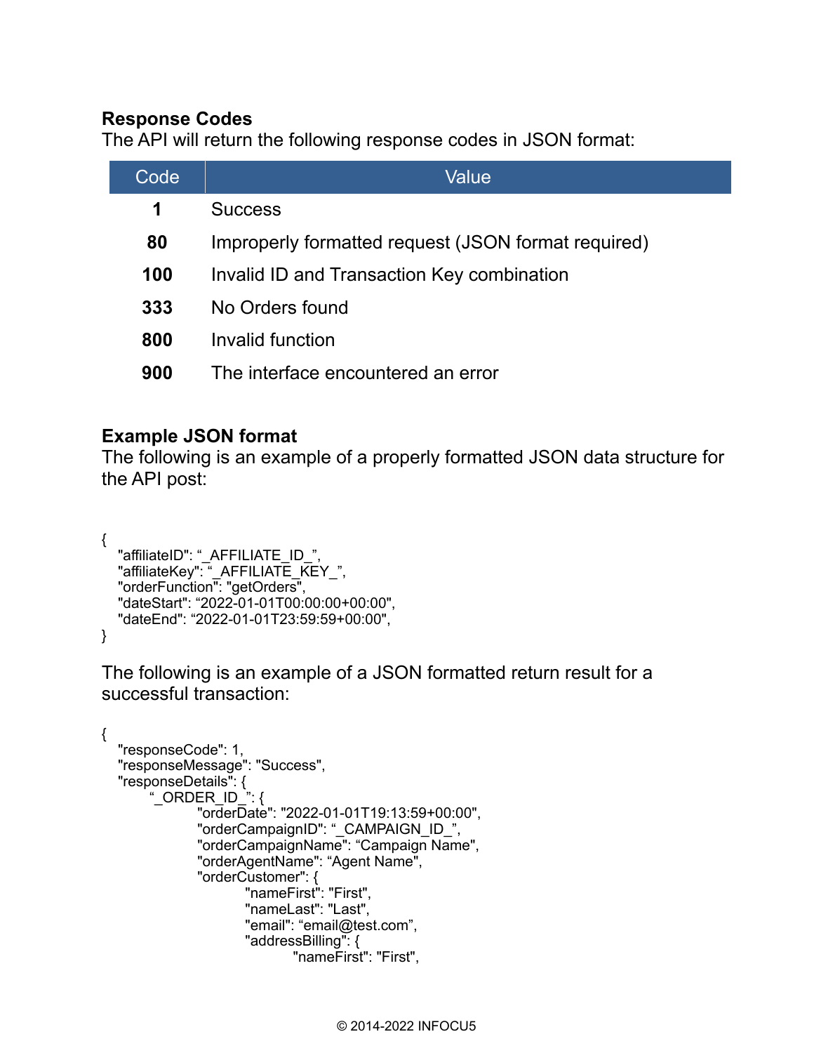**Response Codes**
The API will return the following response codes in JSON format:

| Code | Value |
|---|---|
| **1** | Success |
| **80** | Improperly formatted request (JSON format required) |
| **100** | Invalid ID and Transaction Key combination |
| **333** | No Orders found |
| **800** | Invalid function |
| **900** | The interface encountered an error |

**Example JSON format**
The following is an example of a properly formatted JSON data structure for the API post:

```
{
   "affiliateID": "_AFFILIATE_ID_",
   "affiliateKey": "_AFFILIATE_KEY_",
   "orderFunction": "getOrders",
   "dateStart": "2022-01-01T00:00:00+00:00",
   "dateEnd": "2022-01-01T23:59:59+00:00",
}
```

The following is an example of a JSON formatted return result for a successful transaction:

```
{
   "responseCode": 1,
   "responseMessage": "Success",
   "responseDetails": {
         "_ORDER_ID_": {
                  "orderDate": "2022-01-01T19:13:59+00:00",
                  "orderCampaignID": "_CAMPAIGN_ID_",
                  "orderCampaignName": "Campaign Name",
                  "orderAgentName": "Agent Name",
                  "orderCustomer": {
                           "nameFirst": "First",
                           "nameLast": "Last",
                           "email": "email@test.com",
                           "addressBilling": {
                                    "nameFirst": "First",
```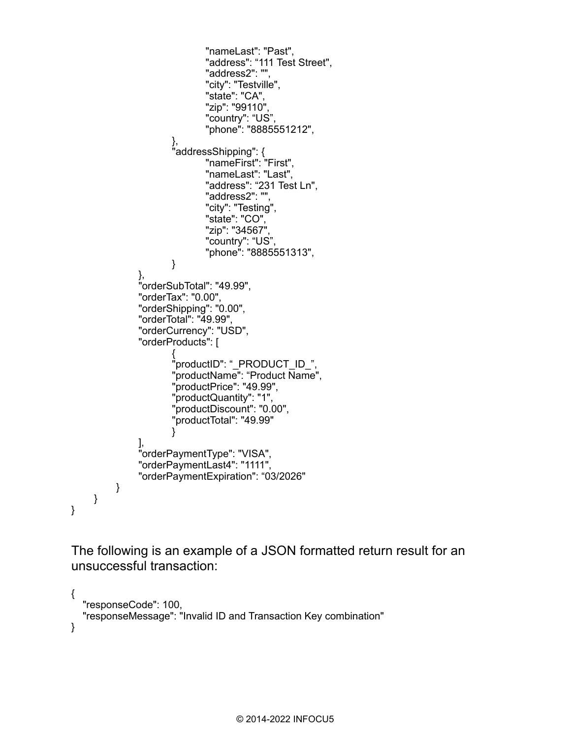```
                            "nameLast": "Past",
                            "address": “111 Test Street",
                            "address2": "",
                            "city": "Testville",
                            "state": "CA",
                            "zip": "99110",
                            "country": “US”,
                            "phone": "8885551212",
                    },
                    "addressShipping": {
                            "nameFirst": "First",
                            "nameLast": "Last",
                            "address": “231 Test Ln",
                            "address2": "",
                            "city": "Testing",
                            "state": "CO",
                            "zip": "34567",
                            "country": “US”,
                            "phone": "8885551313",
                    }
            },
            "orderSubTotal": "49.99",
            "orderTax": "0.00",
            "orderShipping": "0.00",
            "orderTotal": "49.99",
            "orderCurrency": "USD",
            "orderProducts": [
                    {
                    "productID": “_PRODUCT_ID_”,
                    "productName": “Product Name",
                    "productPrice": "49.99",
                    "productQuantity": "1",
                    "productDiscount": "0.00",
                    "productTotal": "49.99"
                    }
            ],
            "orderPaymentType": "VISA",
            "orderPaymentLast4": "1111",
            "orderPaymentExpiration": “03/2026"
        }
    }
}
```

The following is an example of a JSON formatted return result for an unsuccessful transaction:

```
{
   "responseCode": 100,
   "responseMessage": "Invalid ID and Transaction Key combination"
}
```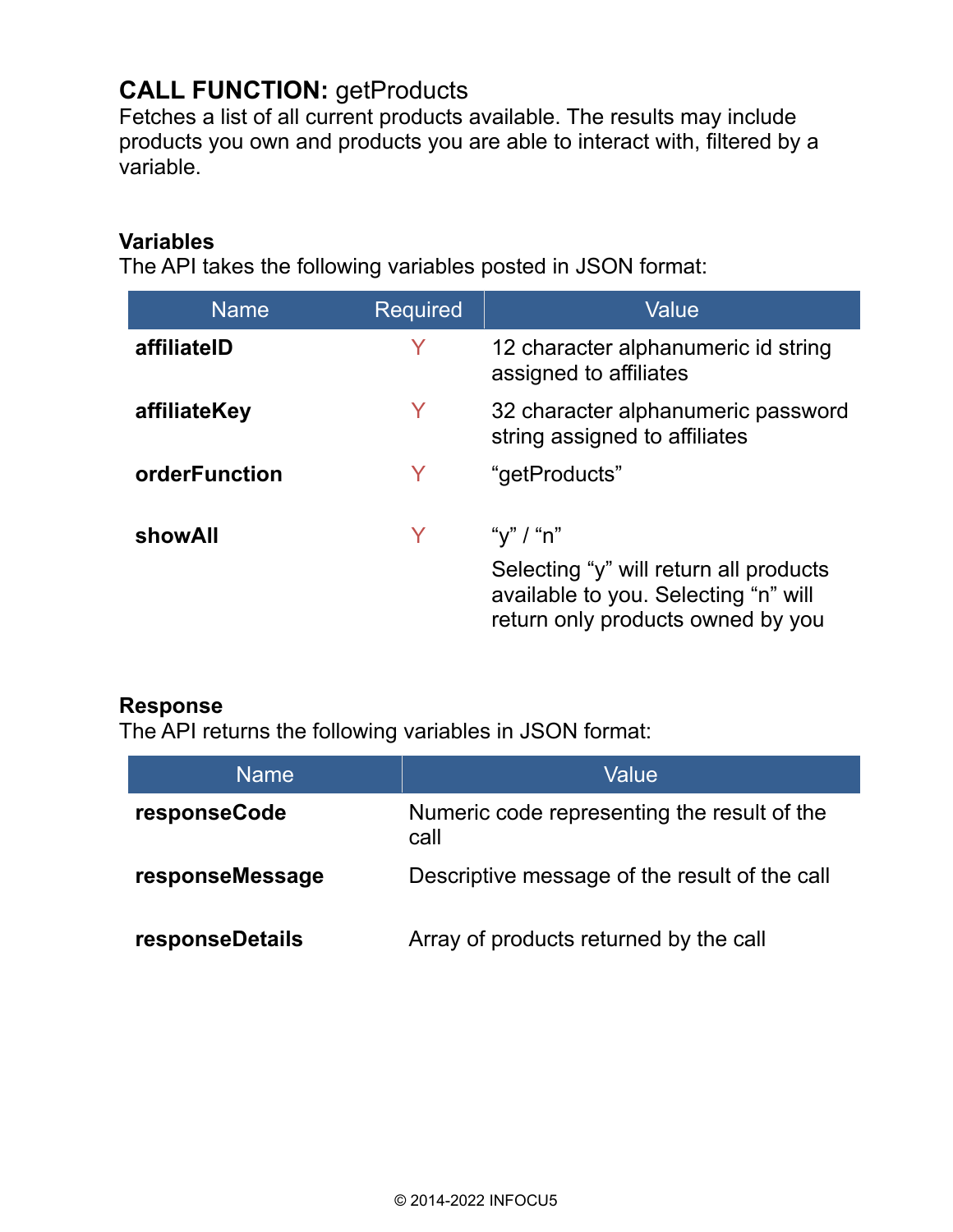## **CALL FUNCTION:** getProducts

Fetches a list of all current products available. The results may include products you own and products you are able to interact with, filtered by a variable.

### Variables

The API takes the following variables posted in JSON format:

| Name | Required | Value |
| --- | --- | --- |
| **affiliateID** | Y | 12 character alphanumeric id string assigned to affiliates |
| **affiliateKey** | Y | 32 character alphanumeric password string assigned to affiliates |
| **orderFunction** | Y | “getProducts” |
| **showAll** | Y | “y” / “n”<br><br>Selecting “y” will return all products available to you. Selecting “n” will return only products owned by you |

### Response

The API returns the following variables in JSON format:

| Name | Value |
| --- | --- |
| **responseCode** | Numeric code representing the result of the call |
| **responseMessage** | Descriptive message of the result of the call |
| **responseDetails** | Array of products returned by the call |

© 2014-2022 INFOCU5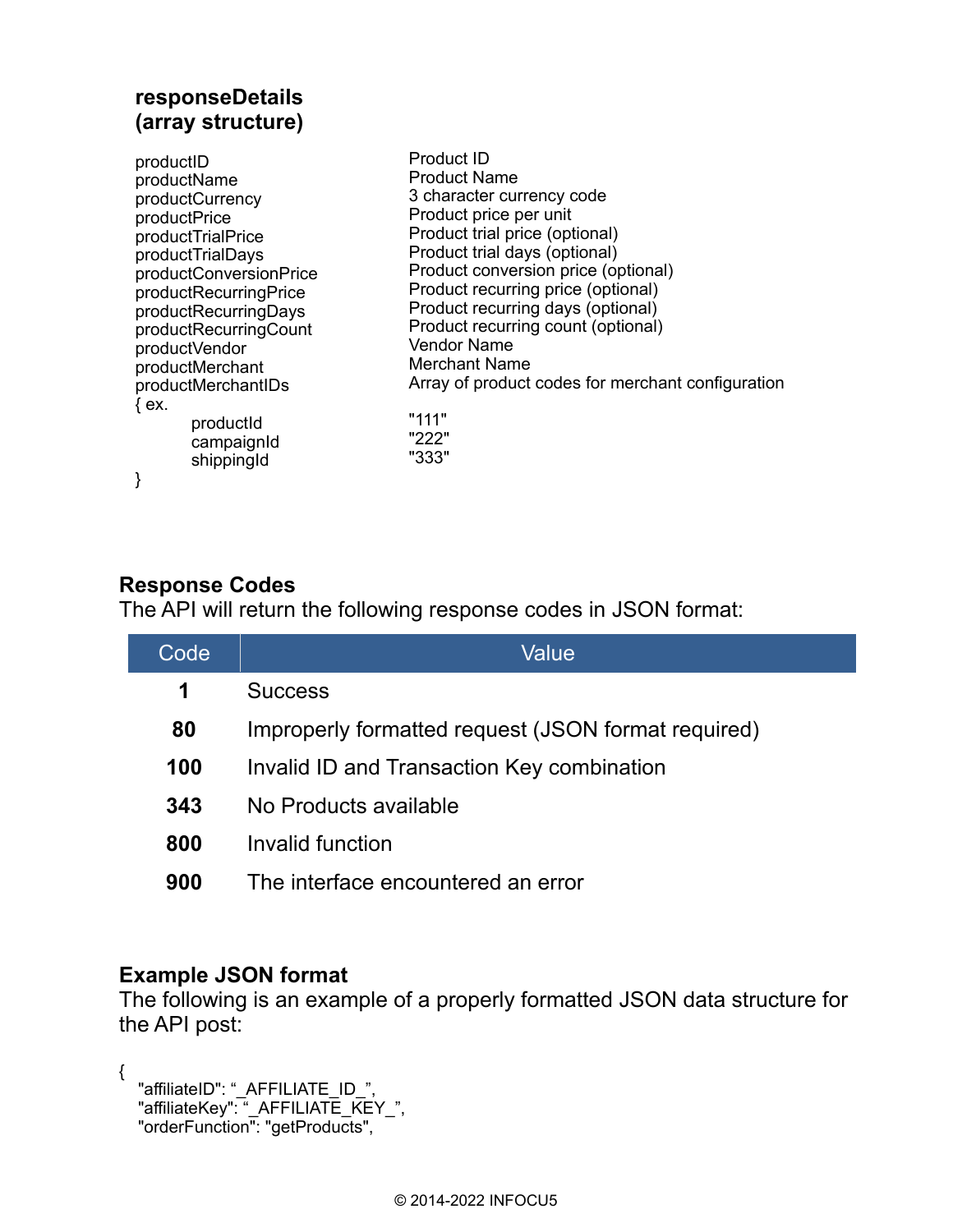**responseDetails (array structure)**

| | |
|---|---|
| productID | Product ID |
| productName | Product Name |
| productCurrency | 3 character currency code |
| productPrice | Product price per unit |
| productTrialPrice | Product trial price (optional) |
| productTrialDays | Product trial days (optional) |
| productConversionPrice | Product conversion price (optional) |
| productRecurringPrice | Product recurring price (optional) |
| productRecurringDays | Product recurring days (optional) |
| productRecurringCount | Product recurring count (optional) |
| productVendor | Vendor Name |
| productMerchant | Merchant Name |
| productMerchantIDs | Array of product codes for merchant configuration |

```
{ ex.
        productId          "111"
        campaignId         "222"
        shippingId         "333"
}
```

## Response Codes

The API will return the following response codes in JSON format:

| Code | Value |
|---|---|
| **1** | Success |
| **80** | Improperly formatted request (JSON format required) |
| **100** | Invalid ID and Transaction Key combination |
| **343** | No Products available |
| **800** | Invalid function |
| **900** | The interface encountered an error |

## Example JSON format

The following is an example of a properly formatted JSON data structure for the API post:

```
{
  "affiliateID": "_AFFILIATE_ID_",
  "affiliateKey": "_AFFILIATE_KEY_",
  "orderFunction": "getProducts",
```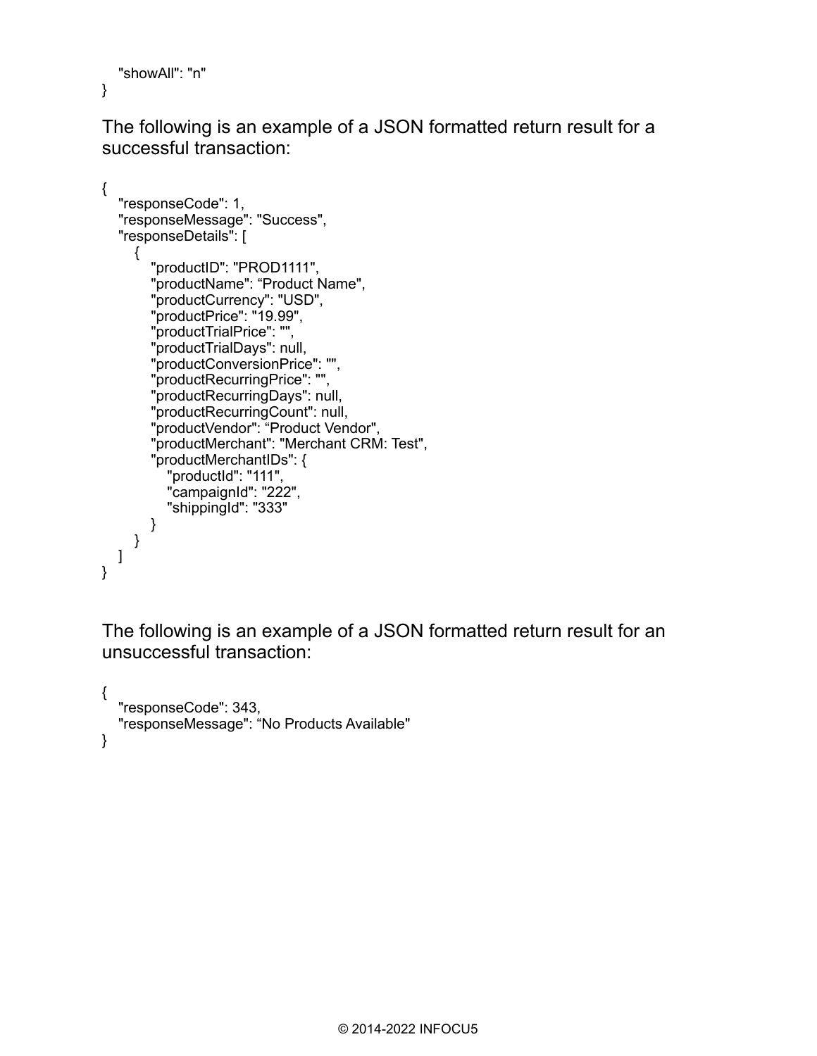```
   "showAll": "n"
}
```

The following is an example of a JSON formatted return result for a successful transaction:

```
{
   "responseCode": 1,
   "responseMessage": "Success",
   "responseDetails": [
      {
         "productID": "PROD1111",
         "productName": "Product Name",
         "productCurrency": "USD",
         "productPrice": "19.99",
         "productTrialPrice": "",
         "productTrialDays": null,
         "productConversionPrice": "",
         "productRecurringPrice": "",
         "productRecurringDays": null,
         "productRecurringCount": null,
         "productVendor": "Product Vendor",
         "productMerchant": "Merchant CRM: Test",
         "productMerchantIDs": {
            "productId": "111",
            "campaignId": "222",
            "shippingId": "333"
         }
      }
   ]
}
```

The following is an example of a JSON formatted return result for an unsuccessful transaction:

```
{
   "responseCode": 343,
   "responseMessage": "No Products Available"
}
```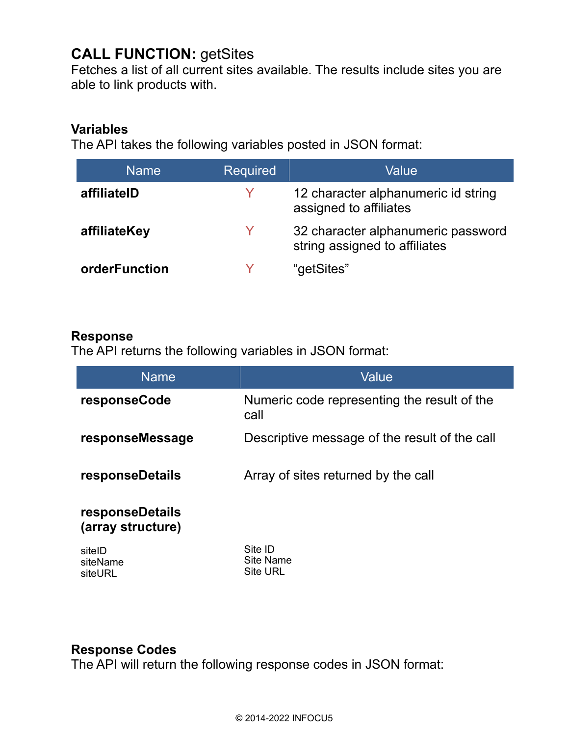## **CALL FUNCTION:** getSites

Fetches a list of all current sites available. The results include sites you are able to link products with.

### Variables

The API takes the following variables posted in JSON format:

| Name | Required | Value |
|---|---|---|
| **affiliateID** | Y | 12 character alphanumeric id string assigned to affiliates |
| **affiliateKey** | Y | 32 character alphanumeric password string assigned to affiliates |
| **orderFunction** | Y | “getSites” |

### Response

The API returns the following variables in JSON format:

| Name | Value |
|---|---|
| **responseCode** | Numeric code representing the result of the call |
| **responseMessage** | Descriptive message of the result of the call |
| **responseDetails** | Array of sites returned by the call |
| **responseDetails (array structure)** | |
| siteID<br>siteName<br>siteURL | Site ID<br>Site Name<br>Site URL |

### Response Codes

The API will return the following response codes in JSON format: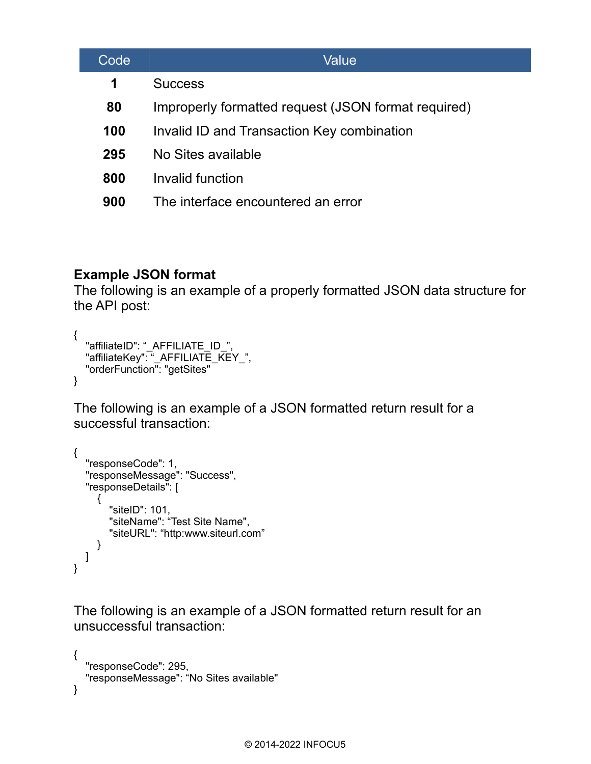| Code | Value |
|---|---|
| **1** | Success |
| **80** | Improperly formatted request (JSON format required) |
| **100** | Invalid ID and Transaction Key combination |
| **295** | No Sites available |
| **800** | Invalid function |
| **900** | The interface encountered an error |

**Example JSON format**

The following is an example of a properly formatted JSON data structure for the API post:

```
{
   "affiliateID": “_AFFILIATE_ID_”,
   "affiliateKey": “_AFFILIATE_KEY_”,
   "orderFunction": "getSites"
}
```

The following is an example of a JSON formatted return result for a successful transaction:

```
{
   "responseCode": 1,
   "responseMessage": "Success",
   "responseDetails": [
      {
         "siteID": 101,
         "siteName": “Test Site Name",
         "siteURL": “http:www.siteurl.com”
      }
   ]
}
```

The following is an example of a JSON formatted return result for an unsuccessful transaction:

```
{
   "responseCode": 295,
   "responseMessage": “No Sites available"
}
```

© 2014-2022 INFOCU5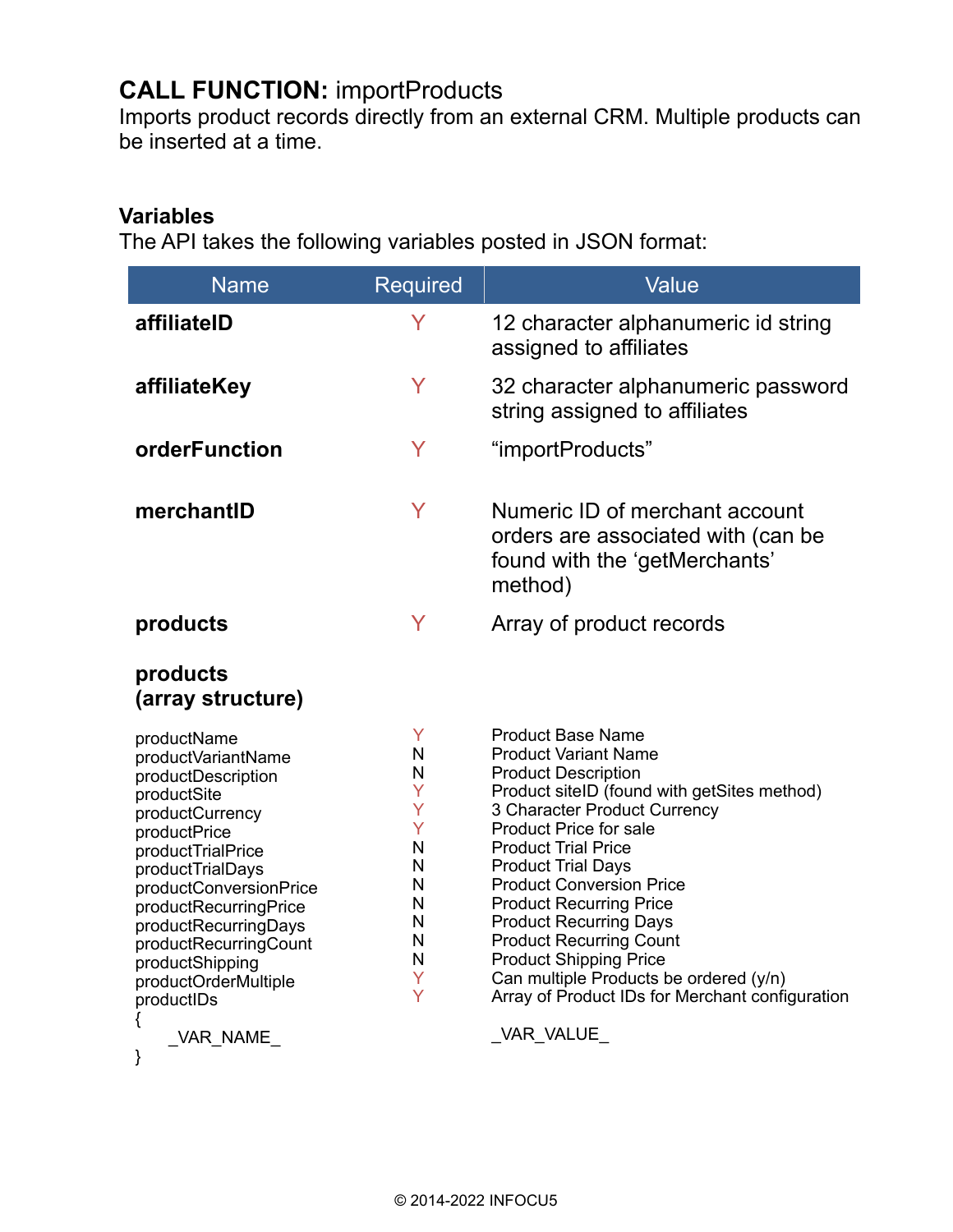## CALL FUNCTION: importProducts

Imports product records directly from an external CRM. Multiple products can be inserted at a time.

### Variables

The API takes the following variables posted in JSON format:

| Name | Required | Value |
|---|---|---|
| **affiliateID** | Y | 12 character alphanumeric id string assigned to affiliates |
| **affiliateKey** | Y | 32 character alphanumeric password string assigned to affiliates |
| **orderFunction** | Y | “importProducts” |
| **merchantID** | Y | Numeric ID of merchant account orders are associated with (can be found with the ‘getMerchants’ method) |
| **products** | Y | Array of product records |
| **products (array structure)** | | |
| productName | Y | Product Base Name |
| productVariantName | N | Product Variant Name |
| productDescription | N | Product Description |
| productSite | Y | Product siteID (found with getSites method) |
| productCurrency | Y | 3 Character Product Currency |
| productPrice | Y | Product Price for sale |
| productTrialPrice | N | Product Trial Price |
| productTrialDays | N | Product Trial Days |
| productConversionPrice | N | Product Conversion Price |
| productRecurringPrice | N | Product Recurring Price |
| productRecurringDays | N | Product Recurring Days |
| productRecurringCount | N | Product Recurring Count |
| productShipping | N | Product Shipping Price |
| productOrderMultiple | Y | Can multiple Products be ordered (y/n) |
| productIDs | Y | Array of Product IDs for Merchant configuration |
| { | | |
| _VAR_NAME_ | | _VAR_VALUE_ |
| } | | |

© 2014-2022 INFOCU5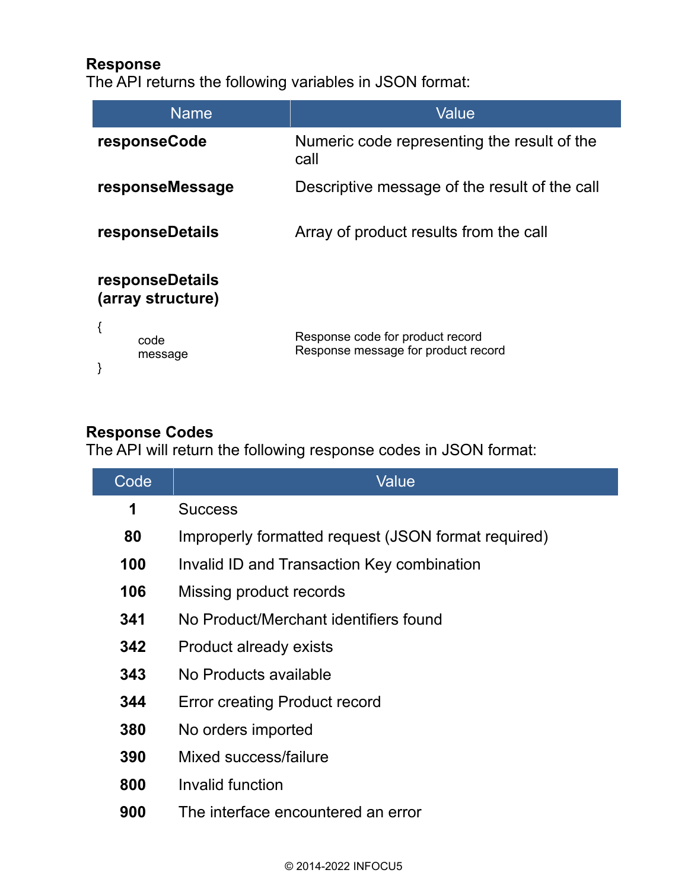**Response**

The API returns the following variables in JSON format:

| Name | Value |
|---|---|
| **responseCode** | Numeric code representing the result of the call |
| **responseMessage** | Descriptive message of the result of the call |
| **responseDetails** | Array of product results from the call |
| **responseDetails (array structure)** | |
| { code message } | Response code for product record<br>Response message for product record |

**Response Codes**

The API will return the following response codes in JSON format:

| Code | Value |
|---|---|
| **1** | Success |
| **80** | Improperly formatted request (JSON format required) |
| **100** | Invalid ID and Transaction Key combination |
| **106** | Missing product records |
| **341** | No Product/Merchant identifiers found |
| **342** | Product already exists |
| **343** | No Products available |
| **344** | Error creating Product record |
| **380** | No orders imported |
| **390** | Mixed success/failure |
| **800** | Invalid function |
| **900** | The interface encountered an error |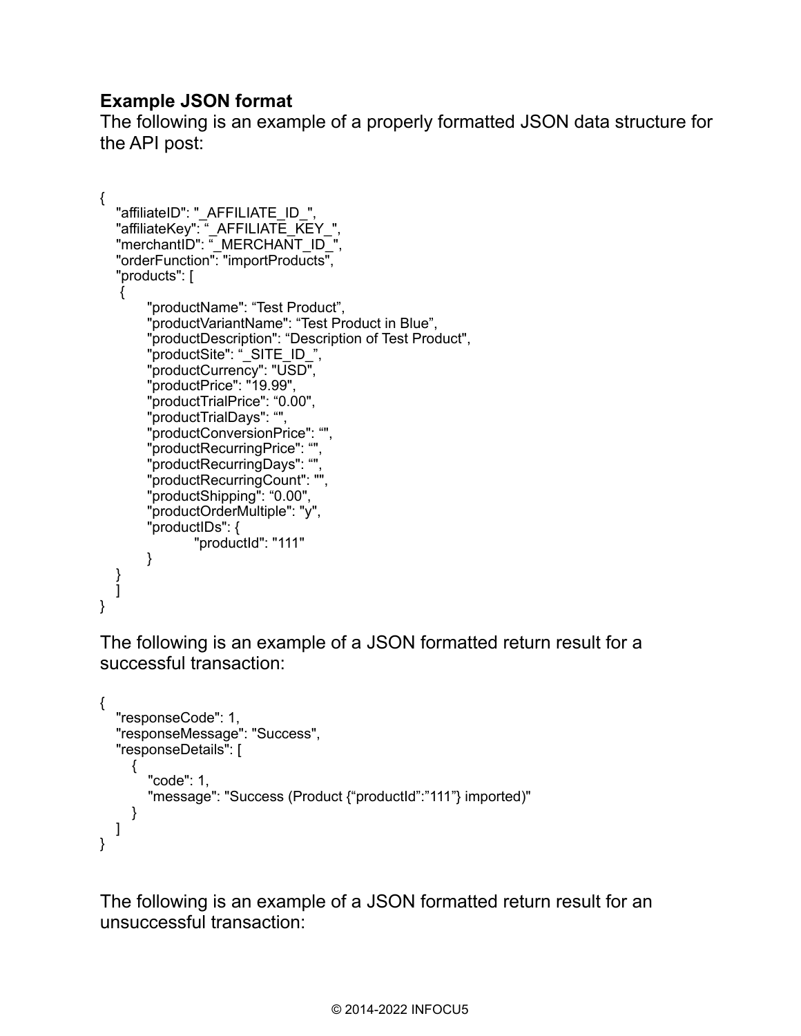### Example JSON format

The following is an example of a properly formatted JSON data structure for the API post:

```
{
   "affiliateID": "_AFFILIATE_ID_",
   "affiliateKey": "_AFFILIATE_KEY_",
   "merchantID": "_MERCHANT_ID_",
   "orderFunction": "importProducts",
   "products": [
    {
         "productName": "Test Product",
         "productVariantName": "Test Product in Blue",
         "productDescription": "Description of Test Product",
         "productSite": "_SITE_ID_",
         "productCurrency": "USD",
         "productPrice": "19.99",
         "productTrialPrice": "0.00",
         "productTrialDays": "",
         "productConversionPrice": "",
         "productRecurringPrice": "",
         "productRecurringDays": "",
         "productRecurringCount": "",
         "productShipping": "0.00",
         "productOrderMultiple": "y",
         "productIDs": {
                  "productId": "111"
         }
   }
   ]
}
```

The following is an example of a JSON formatted return result for a successful transaction:

```
{
   "responseCode": 1,
   "responseMessage": "Success",
   "responseDetails": [
      {
         "code": 1,
         "message": "Success (Product {"productId":"111"} imported)"
      }
   ]
}
```

The following is an example of a JSON formatted return result for an unsuccessful transaction: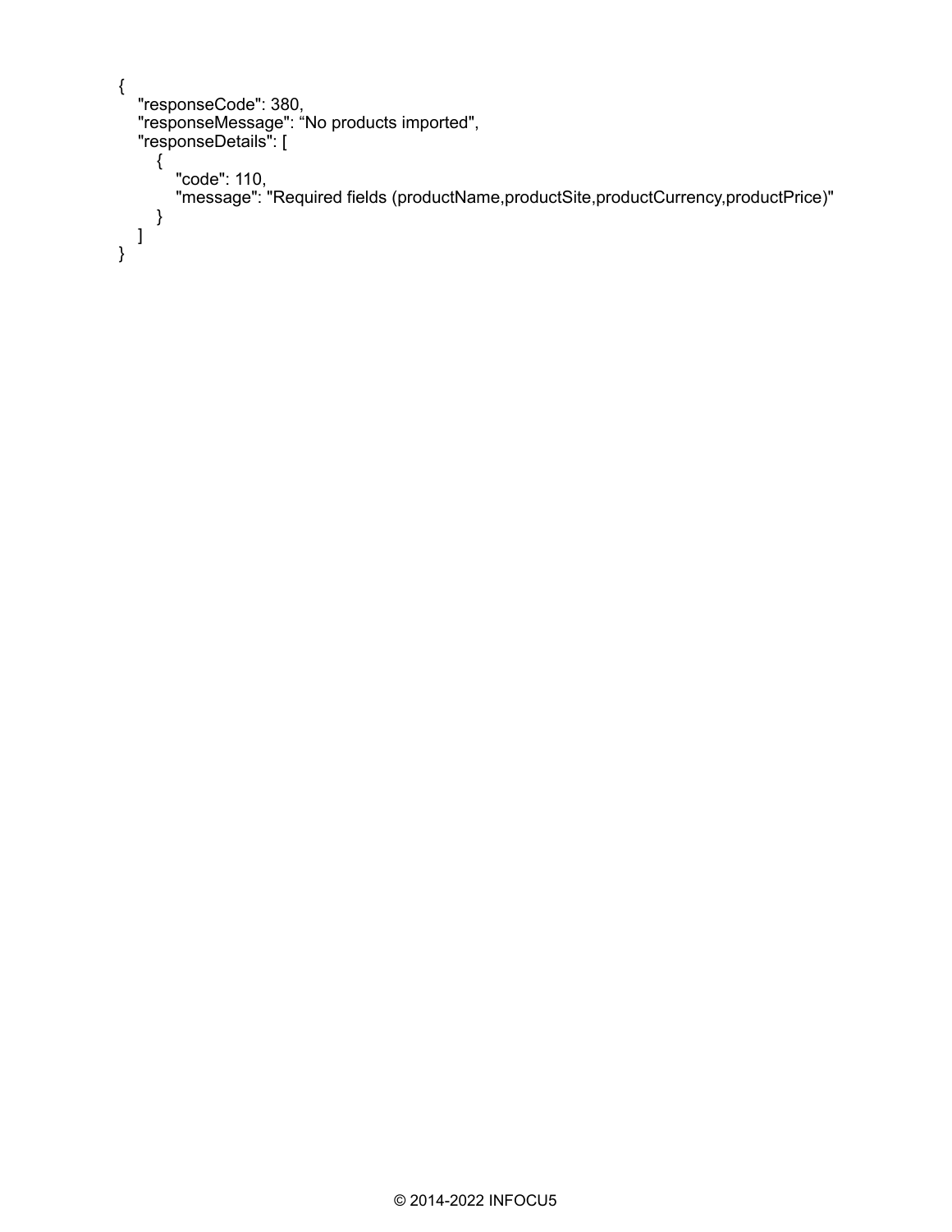```
{
    "responseCode": 380,
    "responseMessage": “No products imported",
    "responseDetails": [
        {
            "code": 110,
            "message": "Required fields (productName,productSite,productCurrency,productPrice)"
        }
    ]
}
```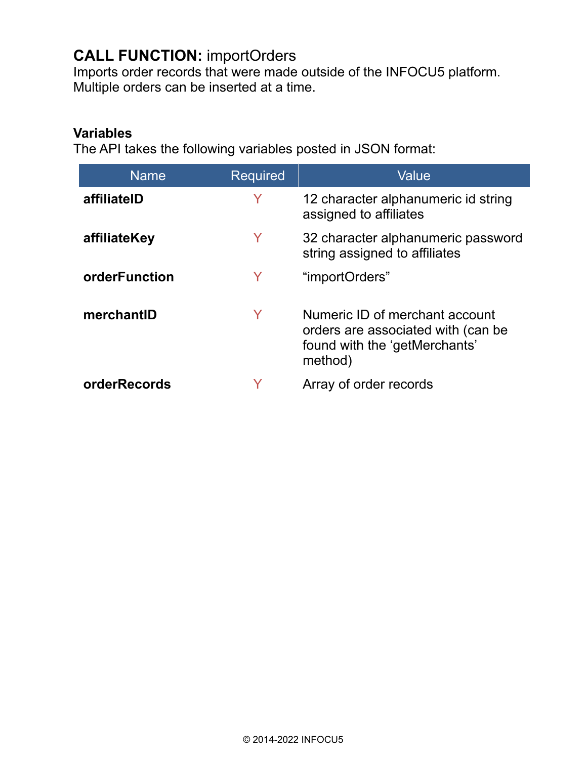## **CALL FUNCTION:** importOrders

Imports order records that were made outside of the INFOCU5 platform. Multiple orders can be inserted at a time.

### Variables

The API takes the following variables posted in JSON format:

| Name | Required | Value |
|---|---|---|
| **affiliateID** | Y | 12 character alphanumeric id string assigned to affiliates |
| **affiliateKey** | Y | 32 character alphanumeric password string assigned to affiliates |
| **orderFunction** | Y | “importOrders” |
| **merchantID** | Y | Numeric ID of merchant account orders are associated with (can be found with the ‘getMerchants’ method) |
| **orderRecords** | Y | Array of order records |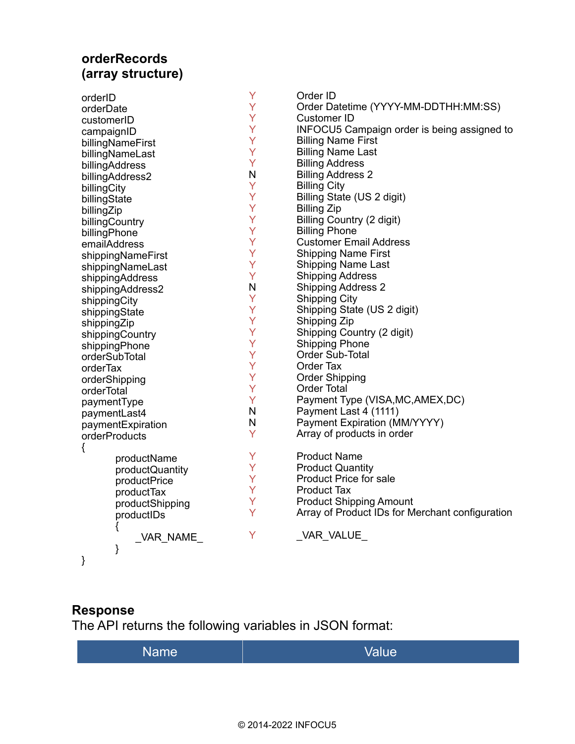### orderRecords (array structure)

| | | |
|---|---|---|
| orderID | Y | Order ID |
| orderDate | Y | Order Datetime (YYYY-MM-DDTHH:MM:SS) |
| customerID | Y | Customer ID |
| campaignID | Y | INFOCU5 Campaign order is being assigned to |
| billingNameFirst | Y | Billing Name First |
| billingNameLast | Y | Billing Name Last |
| billingAddress | Y | Billing Address |
| billingAddress2 | N | Billing Address 2 |
| billingCity | Y | Billing City |
| billingState | Y | Billing State (US 2 digit) |
| billingZip | Y | Billing Zip |
| billingCountry | Y | Billing Country (2 digit) |
| billingPhone | Y | Billing Phone |
| emailAddress | Y | Customer Email Address |
| shippingNameFirst | Y | Shipping Name First |
| shippingNameLast | Y | Shipping Name Last |
| shippingAddress | Y | Shipping Address |
| shippingAddress2 | N | Shipping Address 2 |
| shippingCity | Y | Shipping City |
| shippingState | Y | Shipping State (US 2 digit) |
| shippingZip | Y | Shipping Zip |
| shippingCountry | Y | Shipping Country (2 digit) |
| shippingPhone | Y | Shipping Phone |
| orderSubTotal | Y | Order Sub-Total |
| orderTax | Y | Order Tax |
| orderShipping | Y | Order Shipping |
| orderTotal | Y | Order Total |
| paymentType | Y | Payment Type (VISA,MC,AMEX,DC) |
| paymentLast4 | N | Payment Last 4 (1111) |
| paymentExpiration | N | Payment Expiration (MM/YYYY) |
| orderProducts | Y | Array of products in order |
| { | | |
| productName | Y | Product Name |
| productQuantity | Y | Product Quantity |
| productPrice | Y | Product Price for sale |
| productTax | Y | Product Tax |
| productShipping | Y | Product Shipping Amount |
| productIDs | Y | Array of Product IDs for Merchant configuration |
| { | | |
| _VAR_NAME_ | Y | _VAR_VALUE_ |
| } | | |
| } | | |

### Response

The API returns the following variables in JSON format:

| Name | Value |
|---|---|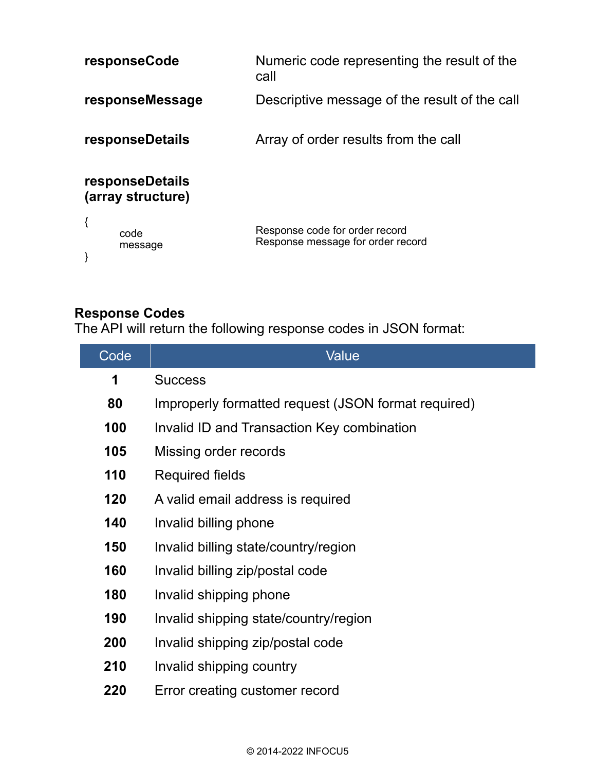| | |
|---|---|
| **responseCode** | Numeric code representing the result of the call |
| **responseMessage** | Descriptive message of the result of the call |
| **responseDetails** | Array of order results from the call |

**responseDetails (array structure)**

```
{
        code                    Response code for order record
        message                 Response message for order record
}
```

**Response Codes**

The API will return the following response codes in JSON format:

| Code | Value |
|---|---|
| **1** | Success |
| **80** | Improperly formatted request (JSON format required) |
| **100** | Invalid ID and Transaction Key combination |
| **105** | Missing order records |
| **110** | Required fields |
| **120** | A valid email address is required |
| **140** | Invalid billing phone |
| **150** | Invalid billing state/country/region |
| **160** | Invalid billing zip/postal code |
| **180** | Invalid shipping phone |
| **190** | Invalid shipping state/country/region |
| **200** | Invalid shipping zip/postal code |
| **210** | Invalid shipping country |
| **220** | Error creating customer record |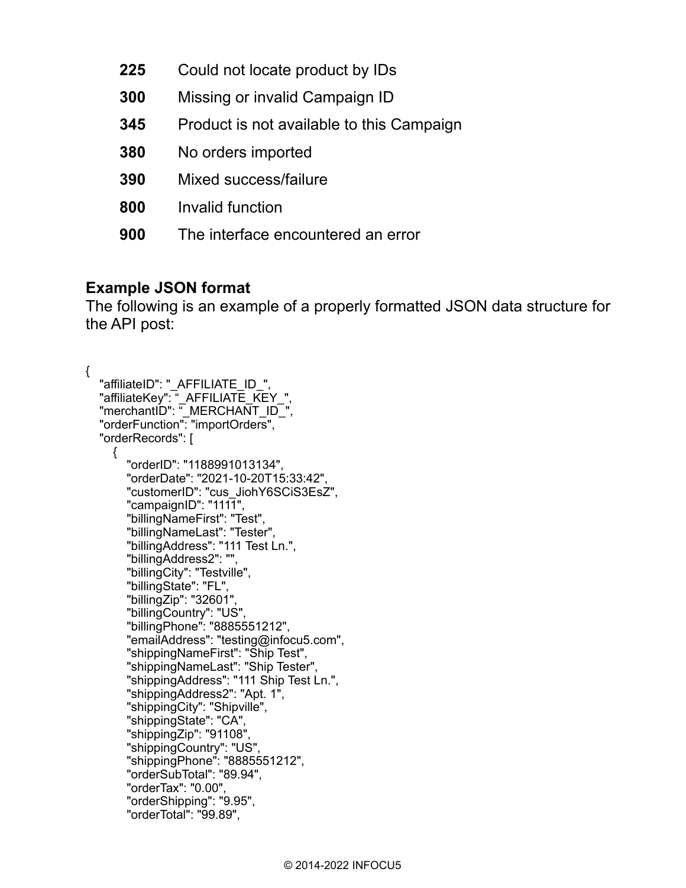| | |
|---|---|
| **225** | Could not locate product by IDs |
| **300** | Missing or invalid Campaign ID |
| **345** | Product is not available to this Campaign |
| **380** | No orders imported |
| **390** | Mixed success/failure |
| **800** | Invalid function |
| **900** | The interface encountered an error |

**Example JSON format**

The following is an example of a properly formatted JSON data structure for the API post:

```
{
   "affiliateID": "_AFFILIATE_ID_",
   "affiliateKey": "_AFFILIATE_KEY_",
   "merchantID": "_MERCHANT_ID_",
   "orderFunction": "importOrders",
   "orderRecords": [
      {
         "orderID": "1188991013134",
         "orderDate": "2021-10-20T15:33:42",
         "customerID": "cus_JiohY6SCiS3EsZ",
         "campaignID": "1111",
         "billingNameFirst": "Test",
         "billingNameLast": "Tester",
         "billingAddress": "111 Test Ln.",
         "billingAddress2": "",
         "billingCity": "Testville",
         "billingState": "FL",
         "billingZip": "32601",
         "billingCountry": "US",
         "billingPhone": "8885551212",
         "emailAddress": "testing@infocu5.com",
         "shippingNameFirst": "Ship Test",
         "shippingNameLast": "Ship Tester",
         "shippingAddress": "111 Ship Test Ln.",
         "shippingAddress2": "Apt. 1",
         "shippingCity": "Shipville",
         "shippingState": "CA",
         "shippingZip": "91108",
         "shippingCountry": "US",
         "shippingPhone": "8885551212",
         "orderSubTotal": "89.94",
         "orderTax": "0.00",
         "orderShipping": "9.95",
         "orderTotal": "99.89",
```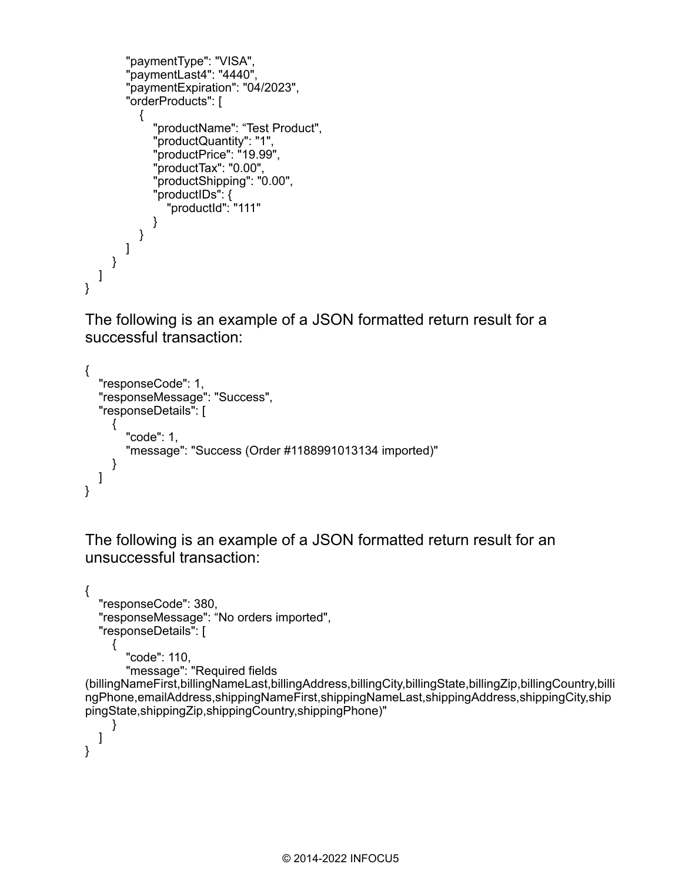```
            "paymentType": "VISA",
            "paymentLast4": "4440",
            "paymentExpiration": "04/2023",
            "orderProducts": [
                {
                    "productName": “Test Product",
                    "productQuantity": "1",
                    "productPrice": "19.99",
                    "productTax": "0.00",
                    "productShipping": "0.00",
                    "productIDs": {
                        "productId": "111"
                    }
                }
            ]
        }
    ]
}
```

The following is an example of a JSON formatted return result for a successful transaction:

```
{
    "responseCode": 1,
    "responseMessage": "Success",
    "responseDetails": [
        {
            "code": 1,
            "message": "Success (Order #1188991013134 imported)"
        }
    ]
}
```

The following is an example of a JSON formatted return result for an unsuccessful transaction:

```
{
    "responseCode": 380,
    "responseMessage": “No orders imported",
    "responseDetails": [
        {
            "code": 110,
            "message": "Required fields (billingNameFirst,billingNameLast,billingAddress,billingCity,billingState,billingZip,billingCountry,billingPhone,emailAddress,shippingNameFirst,shippingNameLast,shippingAddress,shippingCity,shippingState,shippingZip,shippingCountry,shippingPhone)"
        }
    ]
}
```

© 2014-2022 INFOCU5